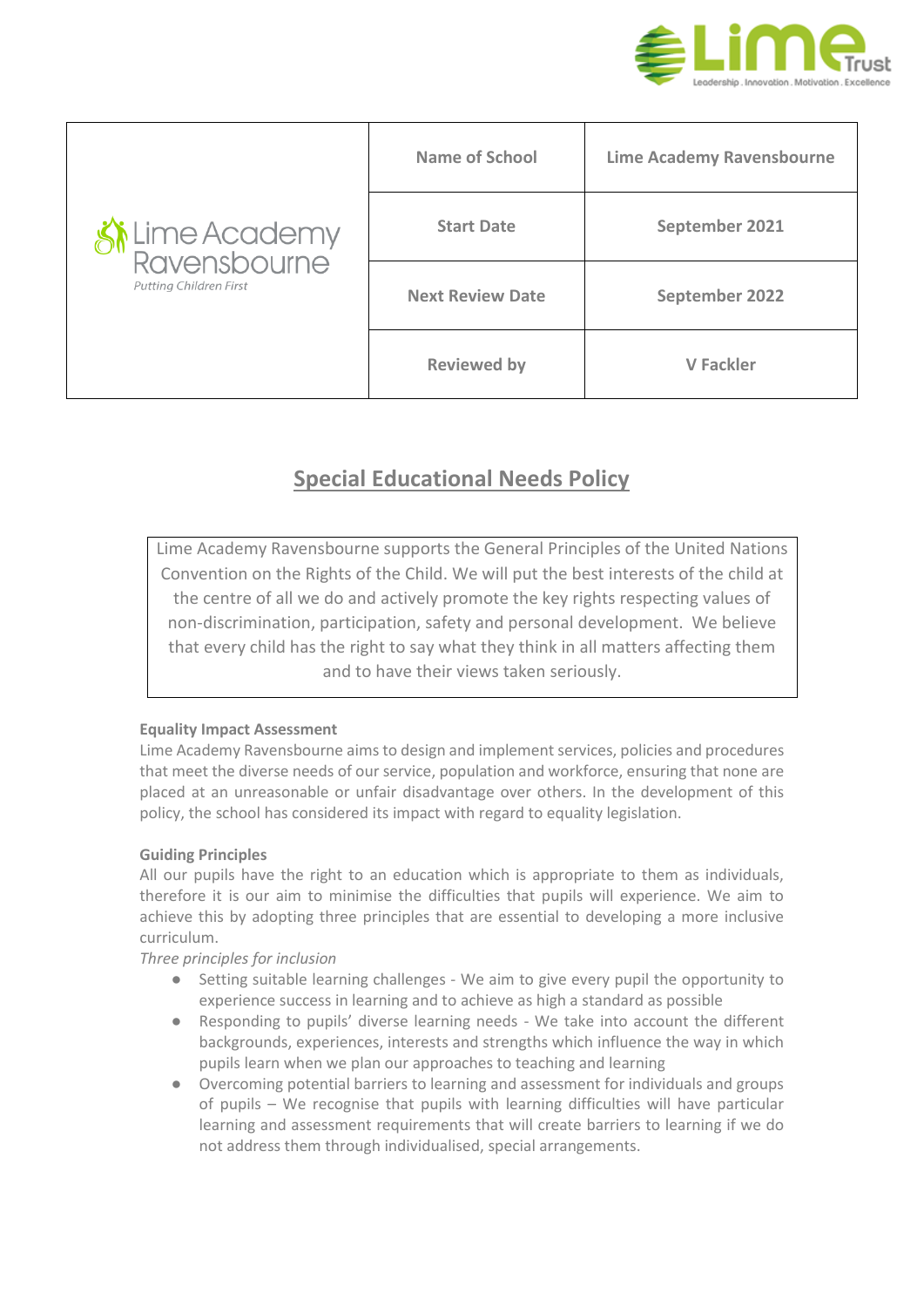| Lime Academy Ravensbourne<br>Putting Children First | Name of School | Lime Academy Ravensbourne |
|---|---|---|
| | Start Date | September 2021 |
| | Next Review Date | September 2022 |
| | Reviewed by | V Fackler |

# Special Educational Needs Policy

Lime Academy Ravensbourne supports the General Principles of the United Nations Convention on the Rights of the Child. We will put the best interests of the child at the centre of all we do and actively promote the key rights respecting values of non-discrimination, participation, safety and personal development. We believe that every child has the right to say what they think in all matters affecting them and to have their views taken seriously.

**Equality Impact Assessment**

Lime Academy Ravensbourne aims to design and implement services, policies and procedures that meet the diverse needs of our service, population and workforce, ensuring that none are placed at an unreasonable or unfair disadvantage over others. In the development of this policy, the school has considered its impact with regard to equality legislation.

**Guiding Principles**

All our pupils have the right to an education which is appropriate to them as individuals, therefore it is our aim to minimise the difficulties that pupils will experience. We aim to achieve this by adopting three principles that are essential to developing a more inclusive curriculum.

*Three principles for inclusion*

- Setting suitable learning challenges - We aim to give every pupil the opportunity to experience success in learning and to achieve as high a standard as possible
- Responding to pupils' diverse learning needs - We take into account the different backgrounds, experiences, interests and strengths which influence the way in which pupils learn when we plan our approaches to teaching and learning
- Overcoming potential barriers to learning and assessment for individuals and groups of pupils – We recognise that pupils with learning difficulties will have particular learning and assessment requirements that will create barriers to learning if we do not address them through individualised, special arrangements.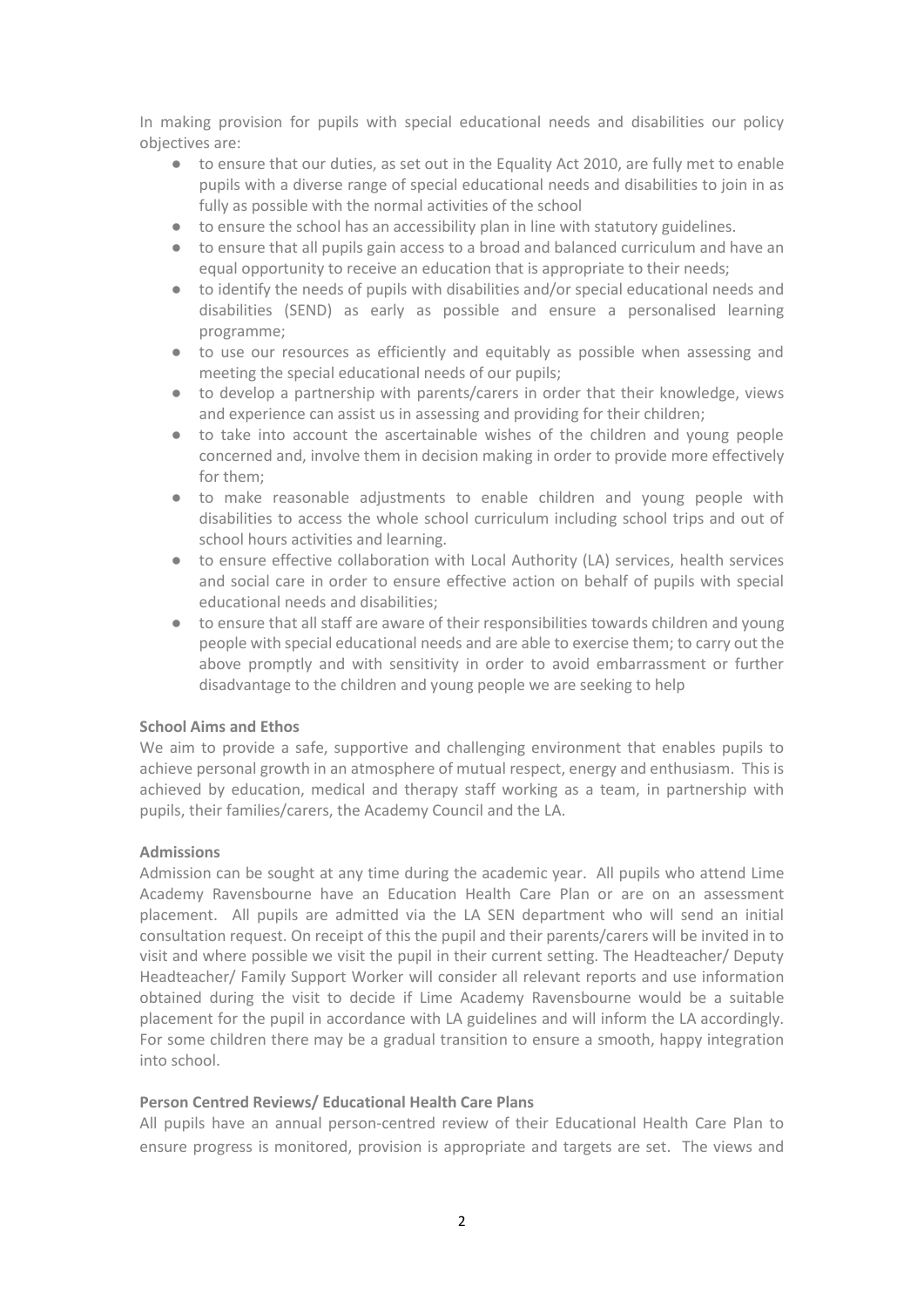In making provision for pupils with special educational needs and disabilities our policy objectives are:

- to ensure that our duties, as set out in the Equality Act 2010, are fully met to enable pupils with a diverse range of special educational needs and disabilities to join in as fully as possible with the normal activities of the school
- to ensure the school has an accessibility plan in line with statutory guidelines.
- to ensure that all pupils gain access to a broad and balanced curriculum and have an equal opportunity to receive an education that is appropriate to their needs;
- to identify the needs of pupils with disabilities and/or special educational needs and disabilities (SEND) as early as possible and ensure a personalised learning programme;
- to use our resources as efficiently and equitably as possible when assessing and meeting the special educational needs of our pupils;
- to develop a partnership with parents/carers in order that their knowledge, views and experience can assist us in assessing and providing for their children;
- to take into account the ascertainable wishes of the children and young people concerned and, involve them in decision making in order to provide more effectively for them;
- to make reasonable adjustments to enable children and young people with disabilities to access the whole school curriculum including school trips and out of school hours activities and learning.
- to ensure effective collaboration with Local Authority (LA) services, health services and social care in order to ensure effective action on behalf of pupils with special educational needs and disabilities;
- to ensure that all staff are aware of their responsibilities towards children and young people with special educational needs and are able to exercise them; to carry out the above promptly and with sensitivity in order to avoid embarrassment or further disadvantage to the children and young people we are seeking to help

**School Aims and Ethos**

We aim to provide a safe, supportive and challenging environment that enables pupils to achieve personal growth in an atmosphere of mutual respect, energy and enthusiasm. This is achieved by education, medical and therapy staff working as a team, in partnership with pupils, their families/carers, the Academy Council and the LA.

**Admissions**

Admission can be sought at any time during the academic year. All pupils who attend Lime Academy Ravensbourne have an Education Health Care Plan or are on an assessment placement. All pupils are admitted via the LA SEN department who will send an initial consultation request. On receipt of this the pupil and their parents/carers will be invited in to visit and where possible we visit the pupil in their current setting. The Headteacher/ Deputy Headteacher/ Family Support Worker will consider all relevant reports and use information obtained during the visit to decide if Lime Academy Ravensbourne would be a suitable placement for the pupil in accordance with LA guidelines and will inform the LA accordingly. For some children there may be a gradual transition to ensure a smooth, happy integration into school.

**Person Centred Reviews/ Educational Health Care Plans**

All pupils have an annual person-centred review of their Educational Health Care Plan to ensure progress is monitored, provision is appropriate and targets are set. The views and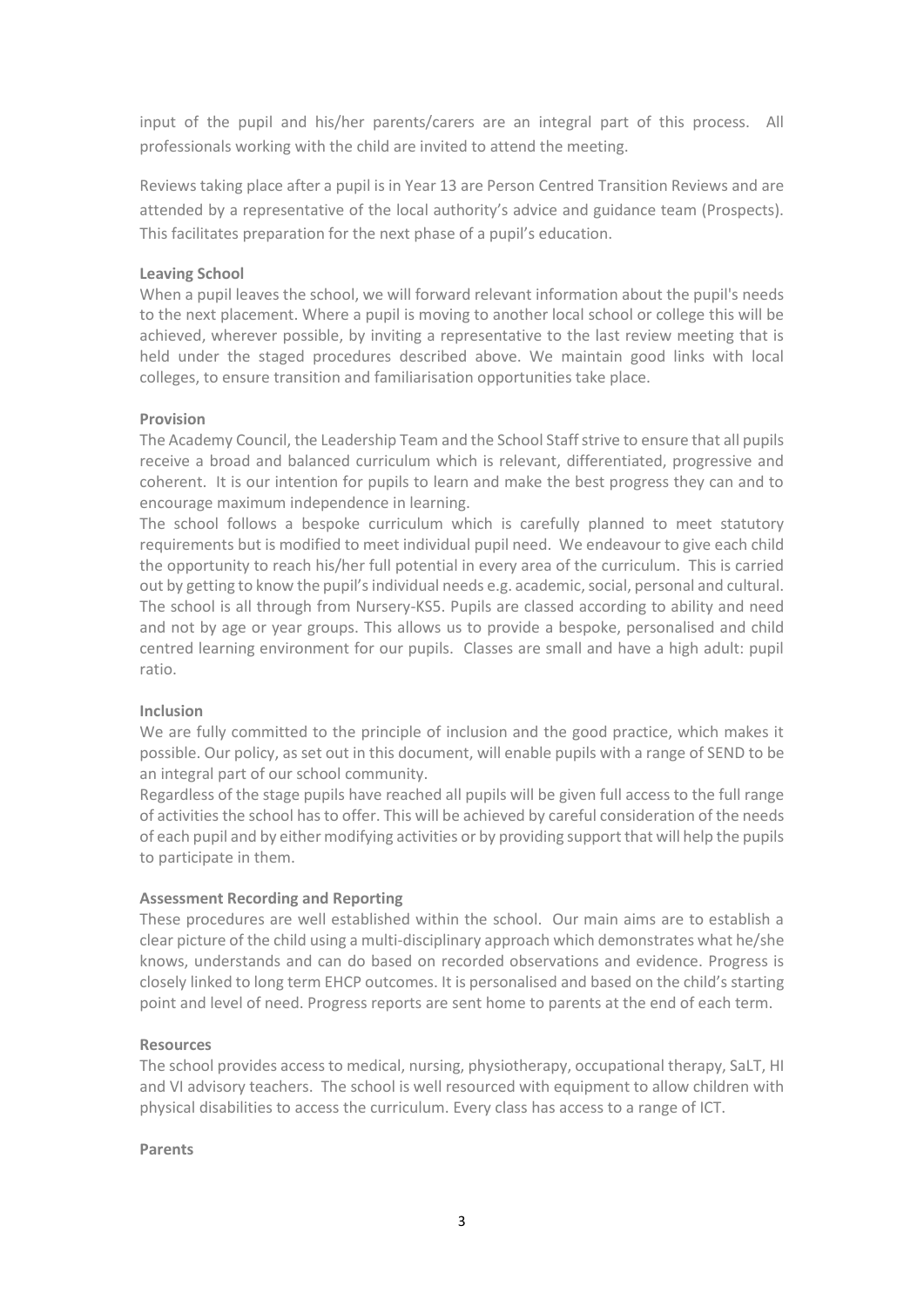input of the pupil and his/her parents/carers are an integral part of this process. All professionals working with the child are invited to attend the meeting.

Reviews taking place after a pupil is in Year 13 are Person Centred Transition Reviews and are attended by a representative of the local authority's advice and guidance team (Prospects). This facilitates preparation for the next phase of a pupil's education.

**Leaving School**

When a pupil leaves the school, we will forward relevant information about the pupil's needs to the next placement. Where a pupil is moving to another local school or college this will be achieved, wherever possible, by inviting a representative to the last review meeting that is held under the staged procedures described above. We maintain good links with local colleges, to ensure transition and familiarisation opportunities take place.

**Provision**

The Academy Council, the Leadership Team and the School Staff strive to ensure that all pupils receive a broad and balanced curriculum which is relevant, differentiated, progressive and coherent. It is our intention for pupils to learn and make the best progress they can and to encourage maximum independence in learning.

The school follows a bespoke curriculum which is carefully planned to meet statutory requirements but is modified to meet individual pupil need. We endeavour to give each child the opportunity to reach his/her full potential in every area of the curriculum. This is carried out by getting to know the pupil's individual needs e.g. academic, social, personal and cultural. The school is all through from Nursery-KS5. Pupils are classed according to ability and need and not by age or year groups. This allows us to provide a bespoke, personalised and child centred learning environment for our pupils. Classes are small and have a high adult: pupil ratio.

**Inclusion**

We are fully committed to the principle of inclusion and the good practice, which makes it possible. Our policy, as set out in this document, will enable pupils with a range of SEND to be an integral part of our school community.

Regardless of the stage pupils have reached all pupils will be given full access to the full range of activities the school has to offer. This will be achieved by careful consideration of the needs of each pupil and by either modifying activities or by providing support that will help the pupils to participate in them.

**Assessment Recording and Reporting**

These procedures are well established within the school. Our main aims are to establish a clear picture of the child using a multi-disciplinary approach which demonstrates what he/she knows, understands and can do based on recorded observations and evidence. Progress is closely linked to long term EHCP outcomes. It is personalised and based on the child's starting point and level of need. Progress reports are sent home to parents at the end of each term.

**Resources**

The school provides access to medical, nursing, physiotherapy, occupational therapy, SaLT, HI and VI advisory teachers. The school is well resourced with equipment to allow children with physical disabilities to access the curriculum. Every class has access to a range of ICT.

**Parents**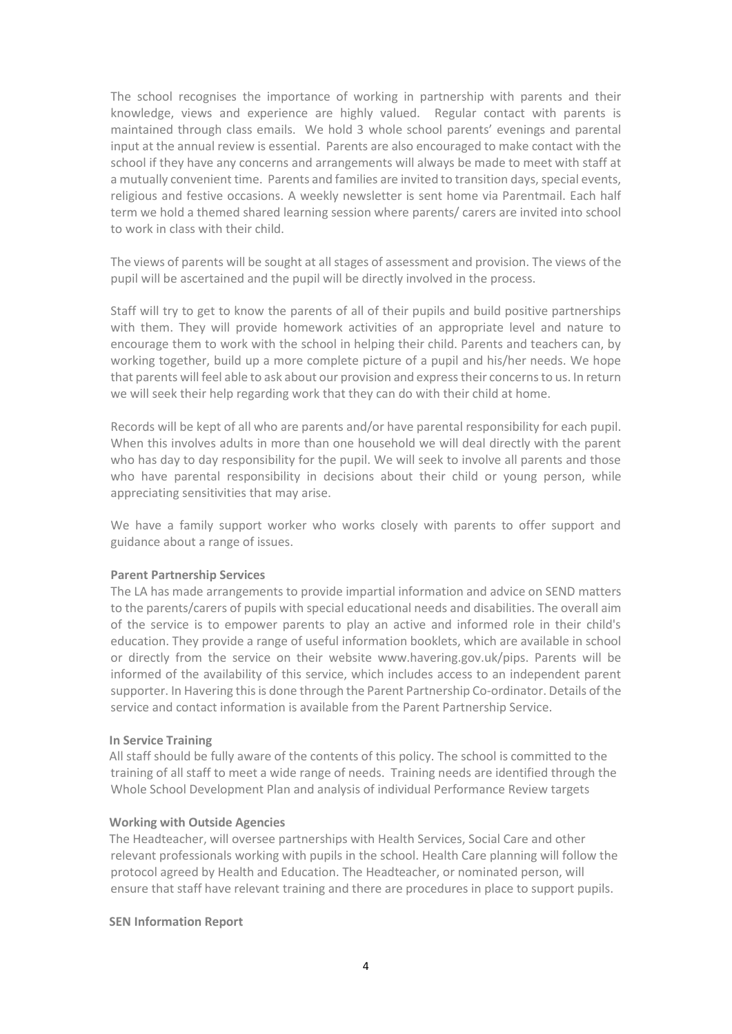The school recognises the importance of working in partnership with parents and their knowledge, views and experience are highly valued. Regular contact with parents is maintained through class emails. We hold 3 whole school parents' evenings and parental input at the annual review is essential. Parents are also encouraged to make contact with the school if they have any concerns and arrangements will always be made to meet with staff at a mutually convenient time. Parents and families are invited to transition days, special events, religious and festive occasions. A weekly newsletter is sent home via Parentmail. Each half term we hold a themed shared learning session where parents/ carers are invited into school to work in class with their child.

The views of parents will be sought at all stages of assessment and provision. The views of the pupil will be ascertained and the pupil will be directly involved in the process.

Staff will try to get to know the parents of all of their pupils and build positive partnerships with them. They will provide homework activities of an appropriate level and nature to encourage them to work with the school in helping their child. Parents and teachers can, by working together, build up a more complete picture of a pupil and his/her needs. We hope that parents will feel able to ask about our provision and express their concerns to us. In return we will seek their help regarding work that they can do with their child at home.

Records will be kept of all who are parents and/or have parental responsibility for each pupil. When this involves adults in more than one household we will deal directly with the parent who has day to day responsibility for the pupil. We will seek to involve all parents and those who have parental responsibility in decisions about their child or young person, while appreciating sensitivities that may arise.

We have a family support worker who works closely with parents to offer support and guidance about a range of issues.

**Parent Partnership Services**

The LA has made arrangements to provide impartial information and advice on SEND matters to the parents/carers of pupils with special educational needs and disabilities. The overall aim of the service is to empower parents to play an active and informed role in their child's education. They provide a range of useful information booklets, which are available in school or directly from the service on their website www.havering.gov.uk/pips. Parents will be informed of the availability of this service, which includes access to an independent parent supporter. In Havering this is done through the Parent Partnership Co-ordinator. Details of the service and contact information is available from the Parent Partnership Service.

**In Service Training**

All staff should be fully aware of the contents of this policy. The school is committed to the training of all staff to meet a wide range of needs. Training needs are identified through the Whole School Development Plan and analysis of individual Performance Review targets

**Working with Outside Agencies**

The Headteacher, will oversee partnerships with Health Services, Social Care and other relevant professionals working with pupils in the school. Health Care planning will follow the protocol agreed by Health and Education. The Headteacher, or nominated person, will ensure that staff have relevant training and there are procedures in place to support pupils.

**SEN Information Report**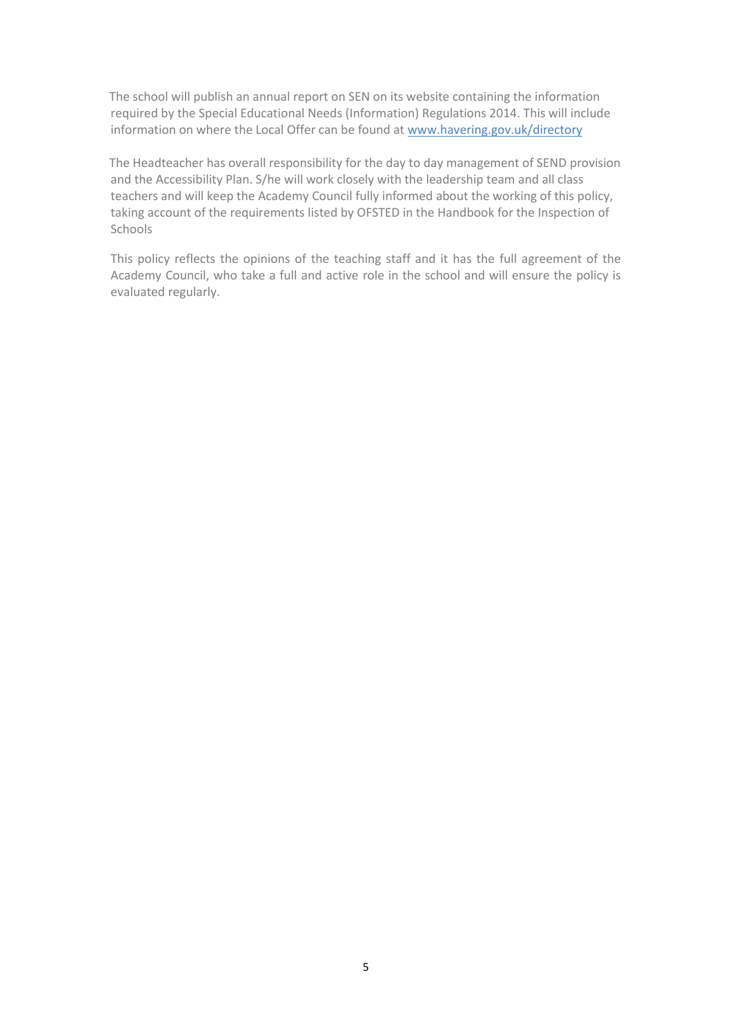The school will publish an annual report on SEN on its website containing the information required by the Special Educational Needs (Information) Regulations 2014. This will include information on where the Local Offer can be found at [www.havering.gov.uk/directory](http://www.havering.gov.uk/directory)

The Headteacher has overall responsibility for the day to day management of SEND provision and the Accessibility Plan. S/he will work closely with the leadership team and all class teachers and will keep the Academy Council fully informed about the working of this policy, taking account of the requirements listed by OFSTED in the Handbook for the Inspection of Schools

This policy reflects the opinions of the teaching staff and it has the full agreement of the Academy Council, who take a full and active role in the school and will ensure the policy is evaluated regularly.